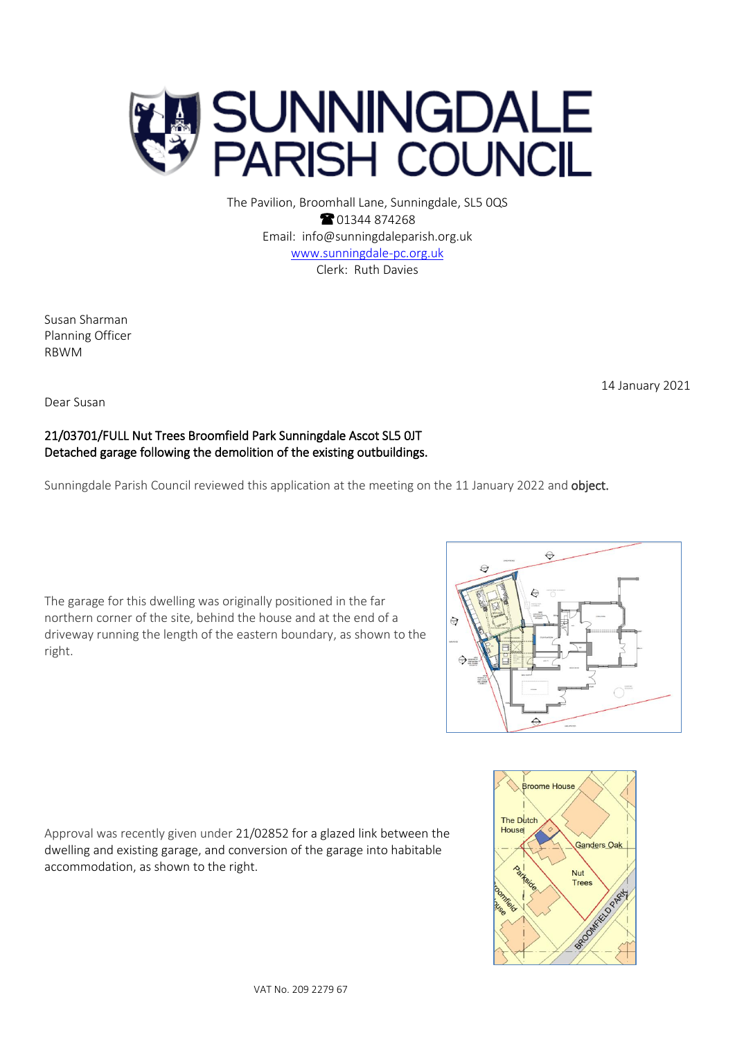# SUNNINGDALE PARISH COUNCIL

The Pavilion, Broomhall Lane, Sunningdale, SL5 0QS
☎ 01344 874268
Email: info@sunningdaleparish.org.uk
www.sunningdale-pc.org.uk
Clerk: Ruth Davies

Susan Sharman
Planning Officer
RBWM

14 January 2021

Dear Susan

**21/03701/FULL Nut Trees Broomfield Park Sunningdale Ascot SL5 0JT**
**Detached garage following the demolition of the existing outbuildings.**

Sunningdale Parish Council reviewed this application at the meeting on the 11 January 2022 and **object.**

The garage for this dwelling was originally positioned in the far northern corner of the site, behind the house and at the end of a driveway running the length of the eastern boundary, as shown to the right.

Approval was recently given under 21/02852 for a glazed link between the dwelling and existing garage, and conversion of the garage into habitable accommodation, as shown to the right.

VAT No. 209 2279 67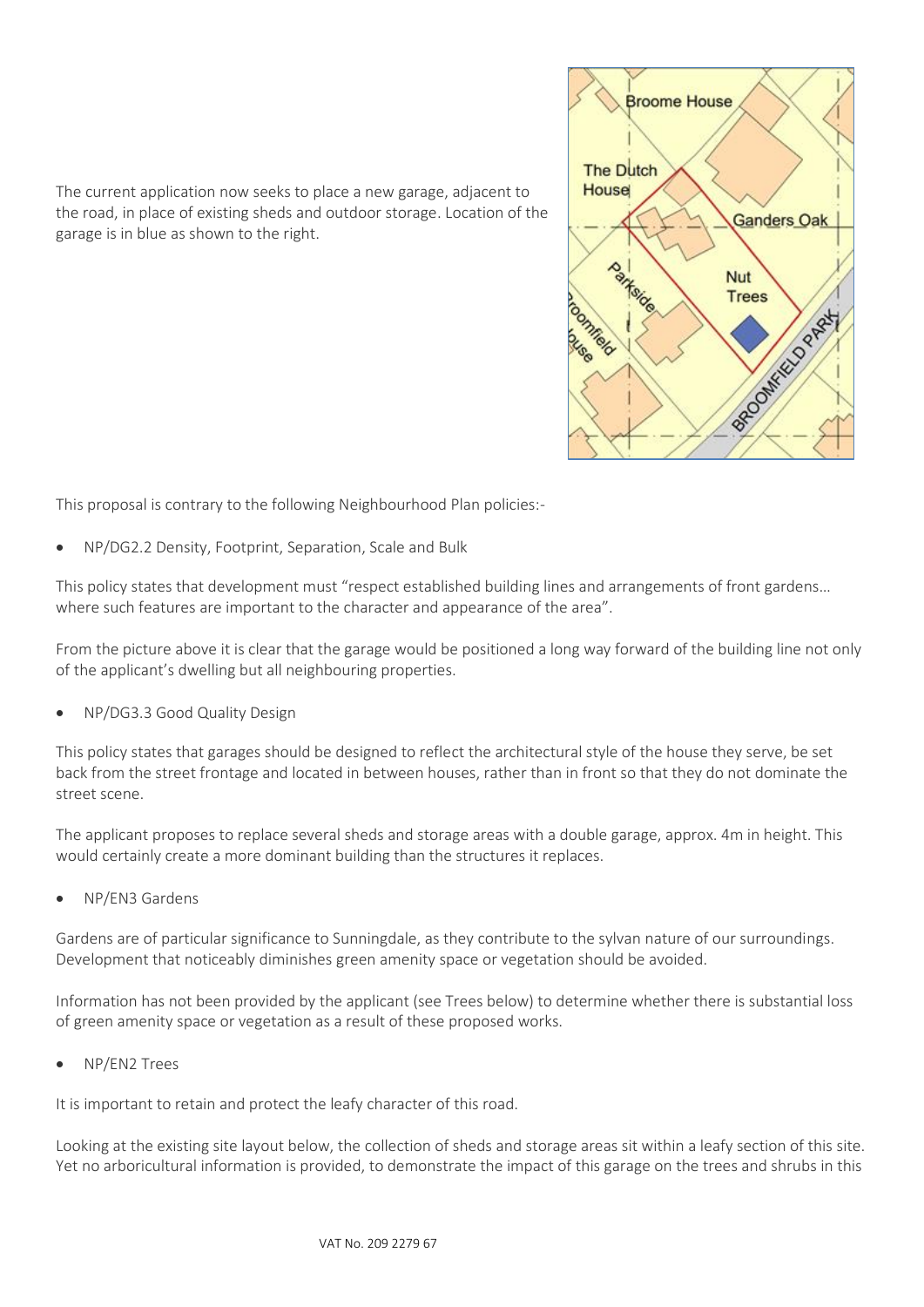The current application now seeks to place a new garage, adjacent to the road, in place of existing sheds and outdoor storage. Location of the garage is in blue as shown to the right.

This proposal is contrary to the following Neighbourhood Plan policies:-

- NP/DG2.2 Density, Footprint, Separation, Scale and Bulk

This policy states that development must "respect established building lines and arrangements of front gardens… where such features are important to the character and appearance of the area".

From the picture above it is clear that the garage would be positioned a long way forward of the building line not only of the applicant's dwelling but all neighbouring properties.

- NP/DG3.3 Good Quality Design

This policy states that garages should be designed to reflect the architectural style of the house they serve, be set back from the street frontage and located in between houses, rather than in front so that they do not dominate the street scene.

The applicant proposes to replace several sheds and storage areas with a double garage, approx. 4m in height. This would certainly create a more dominant building than the structures it replaces.

- NP/EN3 Gardens

Gardens are of particular significance to Sunningdale, as they contribute to the sylvan nature of our surroundings. Development that noticeably diminishes green amenity space or vegetation should be avoided.

Information has not been provided by the applicant (see Trees below) to determine whether there is substantial loss of green amenity space or vegetation as a result of these proposed works.

- NP/EN2 Trees

It is important to retain and protect the leafy character of this road.

Looking at the existing site layout below, the collection of sheds and storage areas sit within a leafy section of this site. Yet no arboricultural information is provided, to demonstrate the impact of this garage on the trees and shrubs in this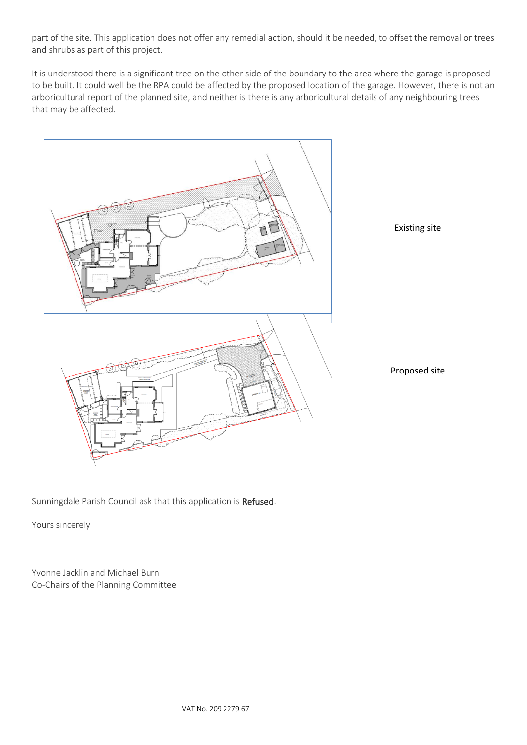part of the site. This application does not offer any remedial action, should it be needed, to offset the removal or trees and shrubs as part of this project.

It is understood there is a significant tree on the other side of the boundary to the area where the garage is proposed to be built. It could well be the RPA could be affected by the proposed location of the garage. However, there is not an arboricultural report of the planned site, and neither is there is any arboricultural details of any neighbouring trees that may be affected.

Existing site

Proposed site

Sunningdale Parish Council ask that this application is **Refused**.

Yours sincerely

Yvonne Jacklin and Michael Burn
Co-Chairs of the Planning Committee

VAT No. 209 2279 67